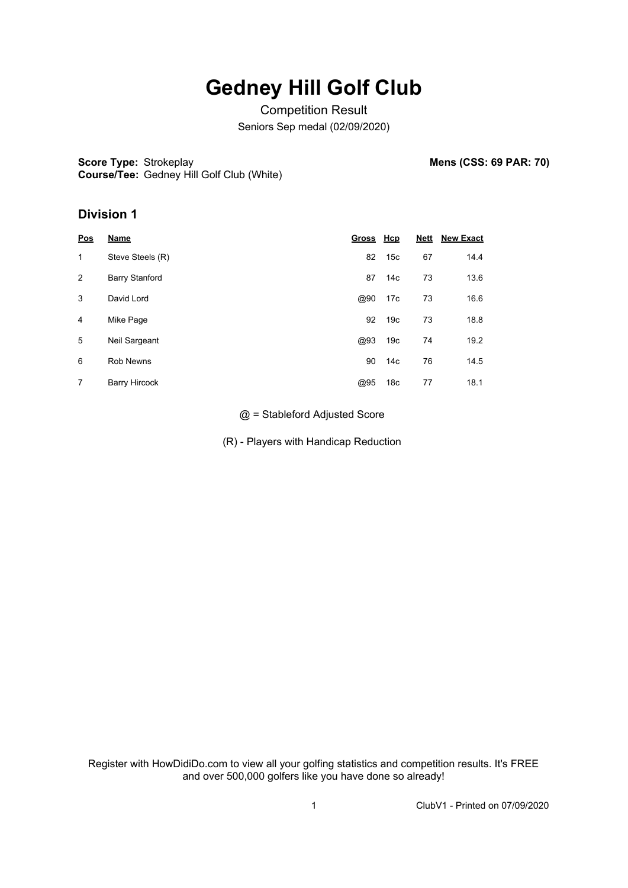# Gedney Hill Golf Club

Competition Result

Seniors Sep medal (02/09/2020)

**Score Type:** Strokeplay
**Course/Tee:** Gedney Hill Golf Club (White)

**Mens (CSS: 69 PAR: 70)**

## Division 1

| Pos | Name | Gross | Hcp | Nett | New Exact |
|---|---|---|---|---|---|
| 1 | Steve Steels (R) | 82 | 15c | 67 | 14.4 |
| 2 | Barry Stanford | 87 | 14c | 73 | 13.6 |
| 3 | David Lord | @90 | 17c | 73 | 16.6 |
| 4 | Mike Page | 92 | 19c | 73 | 18.8 |
| 5 | Neil Sargeant | @93 | 19c | 74 | 19.2 |
| 6 | Rob Newns | 90 | 14c | 76 | 14.5 |
| 7 | Barry Hircock | @95 | 18c | 77 | 18.1 |

@ = Stableford Adjusted Score

(R) - Players with Handicap Reduction

Register with HowDidiDo.com to view all your golfing statistics and competition results. It's FREE and over 500,000 golfers like you have done so already!

ClubV1 - Printed on 07/09/2020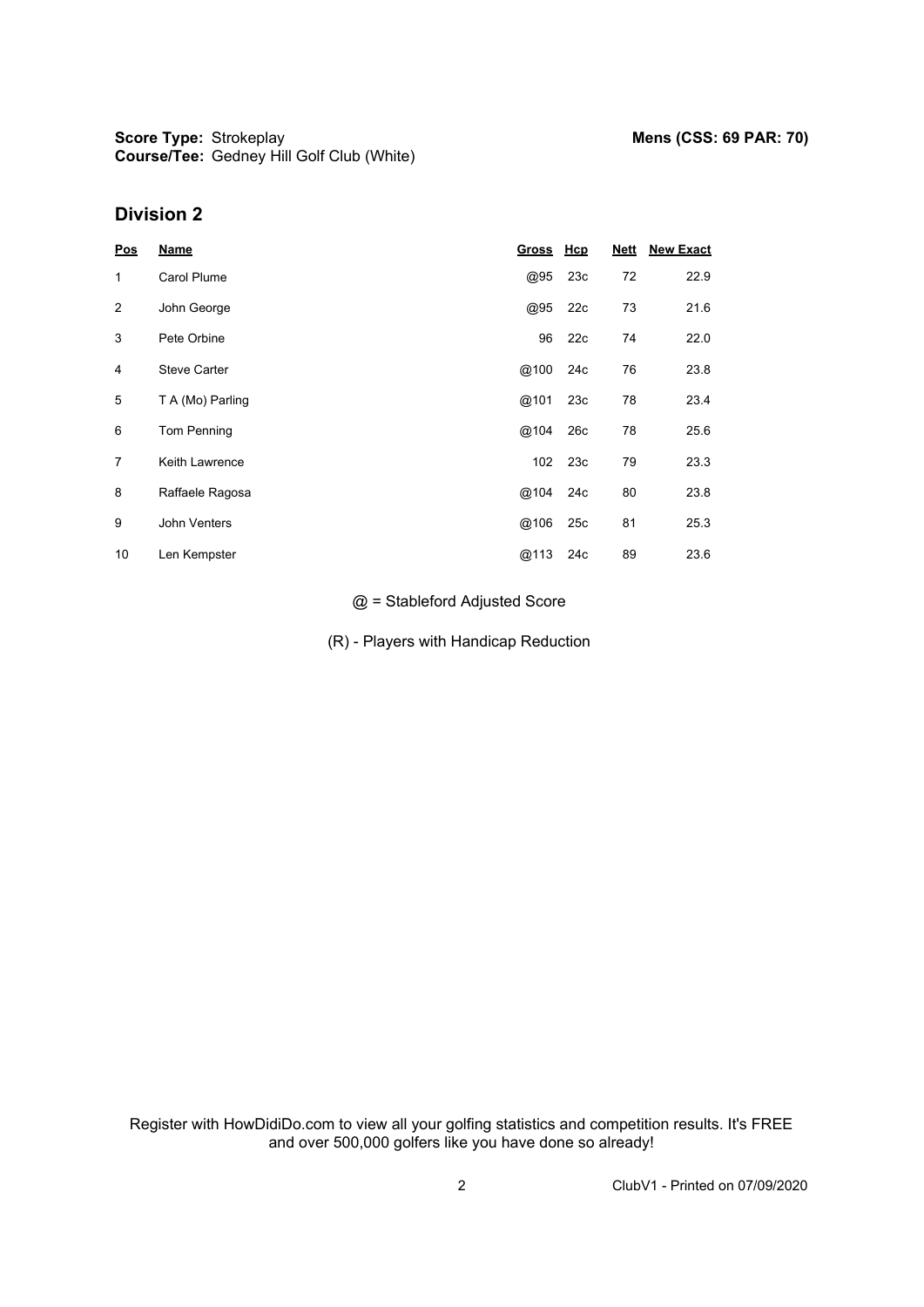**Score Type:** Strokeplay
**Course/Tee:** Gedney Hill Golf Club (White)

**Mens (CSS: 69 PAR: 70)**

## Division 2

| Pos | Name | Gross | Hcp | Nett | New Exact |
|---|---|---|---|---|---|
| 1 | Carol Plume | @95 | 23c | 72 | 22.9 |
| 2 | John George | @95 | 22c | 73 | 21.6 |
| 3 | Pete Orbine | 96 | 22c | 74 | 22.0 |
| 4 | Steve Carter | @100 | 24c | 76 | 23.8 |
| 5 | T A (Mo) Parling | @101 | 23c | 78 | 23.4 |
| 6 | Tom Penning | @104 | 26c | 78 | 25.6 |
| 7 | Keith Lawrence | 102 | 23c | 79 | 23.3 |
| 8 | Raffaele Ragosa | @104 | 24c | 80 | 23.8 |
| 9 | John Venters | @106 | 25c | 81 | 25.3 |
| 10 | Len Kempster | @113 | 24c | 89 | 23.6 |

@ = Stableford Adjusted Score

(R) - Players with Handicap Reduction

Register with HowDidiDo.com to view all your golfing statistics and competition results. It's FREE and over 500,000 golfers like you have done so already!

ClubV1 - Printed on 07/09/2020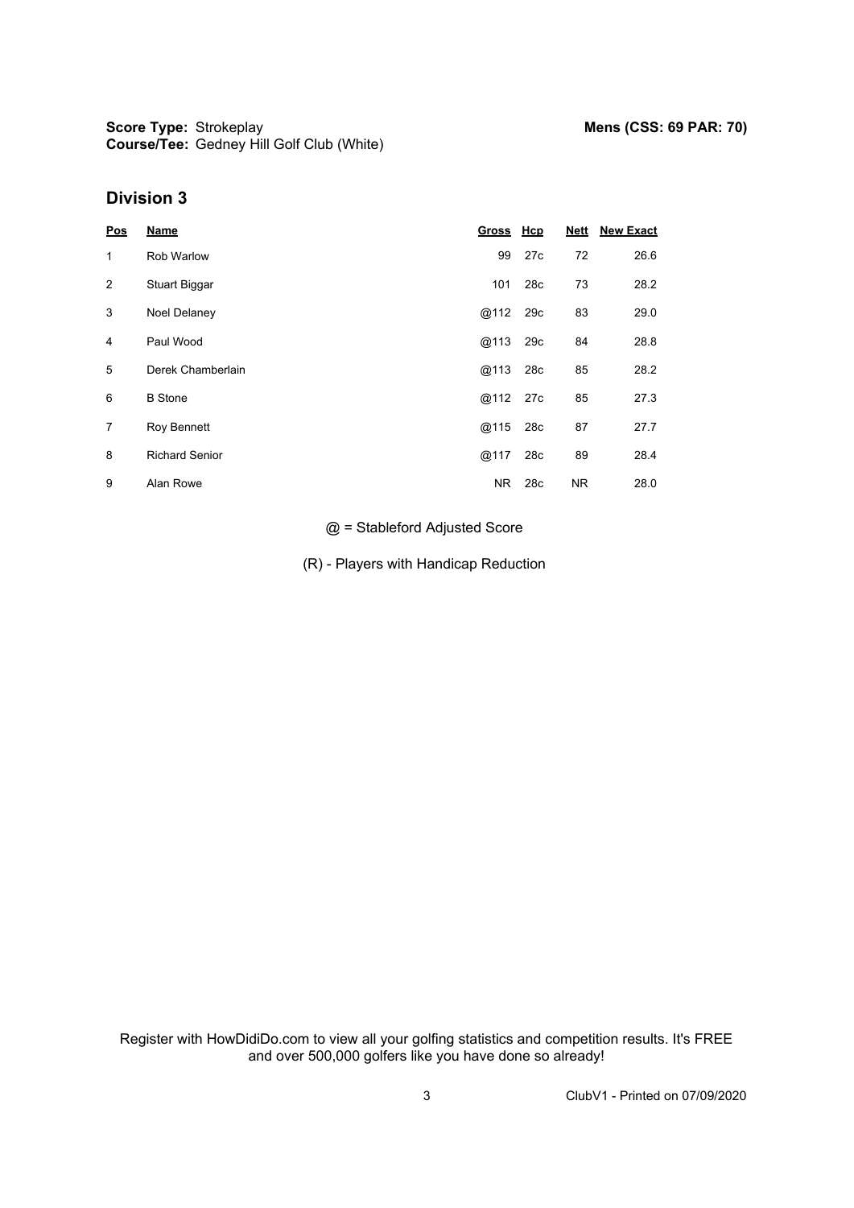**Score Type:** Strokeplay
**Course/Tee:** Gedney Hill Golf Club (White)

**Mens (CSS: 69 PAR: 70)**

## Division 3

| Pos | Name | Gross | Hcp | Nett | New Exact |
|---|---|---|---|---|---|
| 1 | Rob Warlow | 99 | 27c | 72 | 26.6 |
| 2 | Stuart Biggar | 101 | 28c | 73 | 28.2 |
| 3 | Noel Delaney | @112 | 29c | 83 | 29.0 |
| 4 | Paul Wood | @113 | 29c | 84 | 28.8 |
| 5 | Derek Chamberlain | @113 | 28c | 85 | 28.2 |
| 6 | B Stone | @112 | 27c | 85 | 27.3 |
| 7 | Roy Bennett | @115 | 28c | 87 | 27.7 |
| 8 | Richard Senior | @117 | 28c | 89 | 28.4 |
| 9 | Alan Rowe | NR | 28c | NR | 28.0 |

@ = Stableford Adjusted Score

(R) - Players with Handicap Reduction

Register with HowDidiDo.com to view all your golfing statistics and competition results. It's FREE and over 500,000 golfers like you have done so already!

ClubV1 - Printed on 07/09/2020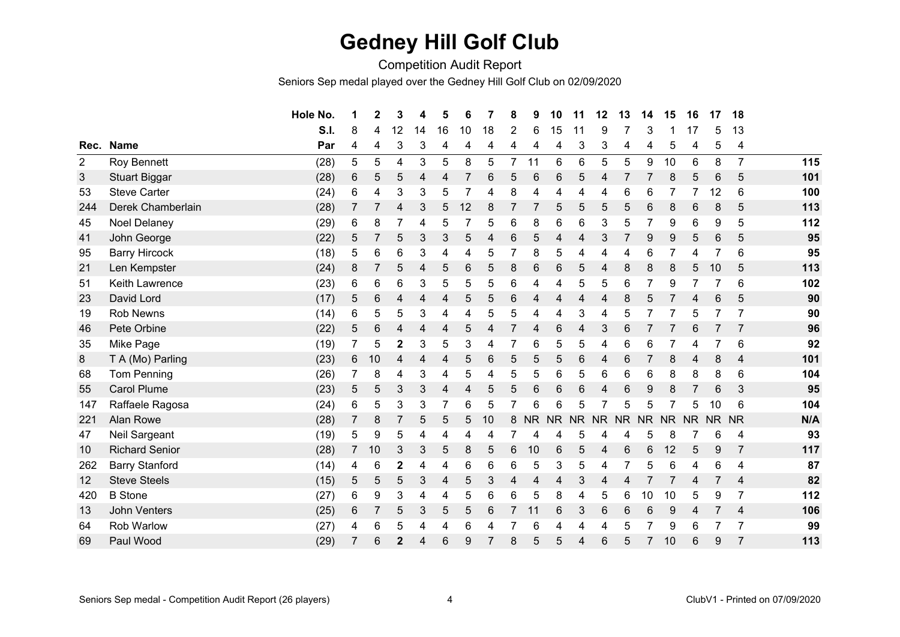# Gedney Hill Golf Club

Competition Audit Report

Seniors Sep medal played over the Gedney Hill Golf Club on 02/09/2020

| | | Hole No. | 1 | 2 | 3 | 4 | 5 | 6 | 7 | 8 | 9 | 10 | 11 | 12 | 13 | 14 | 15 | 16 | 17 | 18 | |
|---|---|---|---|---|---|---|---|---|---|---|---|---|---|---|---|---|---|---|---|---|---|
| | | S.I. | 8 | 4 | 12 | 14 | 16 | 10 | 18 | 2 | 6 | 15 | 11 | 9 | 7 | 3 | 1 | 17 | 5 | 13 | |
| Rec. | Name | Par | 4 | 4 | 3 | 3 | 4 | 4 | 4 | 4 | 4 | 4 | 3 | 3 | 4 | 4 | 5 | 4 | 5 | 4 | |
| 2 | Roy Bennett | (28) | 5 | 5 | 4 | 3 | 5 | 8 | 5 | 7 | 11 | 6 | 6 | 5 | 5 | 9 | 10 | 6 | 8 | 7 | **115** |
| 3 | Stuart Biggar | (28) | 6 | 5 | 5 | 4 | 4 | 7 | 6 | 5 | 6 | 6 | 5 | 4 | 7 | 7 | 8 | 5 | 6 | 5 | **101** |
| 53 | Steve Carter | (24) | 6 | 4 | 3 | 3 | 5 | 7 | 4 | 8 | 4 | 4 | 4 | 4 | 6 | 6 | 7 | 7 | 12 | 6 | **100** |
| 244 | Derek Chamberlain | (28) | 7 | 7 | 4 | 3 | 5 | 12 | 8 | 7 | 7 | 5 | 5 | 5 | 5 | 6 | 8 | 6 | 8 | 5 | **113** |
| 45 | Noel Delaney | (29) | 6 | 8 | 7 | 4 | 5 | 7 | 5 | 6 | 8 | 6 | 6 | 3 | 5 | 7 | 9 | 6 | 9 | 5 | **112** |
| 41 | John George | (22) | 5 | 7 | 5 | 3 | 3 | 5 | 4 | 6 | 5 | 4 | 4 | 3 | 7 | 9 | 9 | 5 | 6 | 5 | **95** |
| 95 | Barry Hircock | (18) | 5 | 6 | 6 | 3 | 4 | 4 | 5 | 7 | 8 | 5 | 4 | 4 | 4 | 6 | 7 | 4 | 7 | 6 | **95** |
| 21 | Len Kempster | (24) | 8 | 7 | 5 | 4 | 5 | 6 | 5 | 8 | 6 | 6 | 5 | 4 | 8 | 8 | 8 | 5 | 10 | 5 | **113** |
| 51 | Keith Lawrence | (23) | 6 | 6 | 6 | 3 | 5 | 5 | 5 | 6 | 4 | 4 | 5 | 5 | 6 | 7 | 9 | 7 | 7 | 6 | **102** |
| 23 | David Lord | (17) | 5 | 6 | 4 | 4 | 4 | 5 | 5 | 6 | 4 | 4 | 4 | 4 | 8 | 5 | 7 | 4 | 6 | 5 | **90** |
| 19 | Rob Newns | (14) | 6 | 5 | 5 | 3 | 4 | 4 | 5 | 5 | 4 | 4 | 3 | 4 | 5 | 7 | 7 | 5 | 7 | 7 | **90** |
| 46 | Pete Orbine | (22) | 5 | 6 | 4 | 4 | 4 | 5 | 4 | 7 | 4 | 6 | 4 | 3 | 6 | 7 | 7 | 6 | 7 | 7 | **96** |
| 35 | Mike Page | (19) | 7 | 5 | **2** | 3 | 5 | 3 | 4 | 7 | 6 | 5 | 5 | 4 | 6 | 6 | 7 | 4 | 7 | 6 | **92** |
| 8 | T A (Mo) Parling | (23) | 6 | 10 | 4 | 4 | 4 | 5 | 6 | 5 | 5 | 5 | 6 | 4 | 6 | 7 | 8 | 4 | 8 | 4 | **101** |
| 68 | Tom Penning | (26) | 7 | 8 | 4 | 3 | 4 | 5 | 4 | 5 | 5 | 6 | 5 | 6 | 6 | 6 | 8 | 8 | 8 | 6 | **104** |
| 55 | Carol Plume | (23) | 5 | 5 | 3 | 3 | 4 | 4 | 5 | 5 | 6 | 6 | 6 | 4 | 6 | 9 | 8 | 7 | 6 | 3 | **95** |
| 147 | Raffaele Ragosa | (24) | 6 | 5 | 3 | 3 | 7 | 6 | 5 | 7 | 6 | 6 | 5 | 7 | 5 | 5 | 7 | 5 | 10 | 6 | **104** |
| 221 | Alan Rowe | (28) | 7 | 8 | 7 | 5 | 5 | 5 | 10 | 8 | NR | NR | NR | NR | NR | NR | NR | NR | NR | NR | **N/A** |
| 47 | Neil Sargeant | (19) | 5 | 9 | 5 | 4 | 4 | 4 | 4 | 7 | 4 | 4 | 5 | 4 | 4 | 5 | 8 | 7 | 6 | 4 | **93** |
| 10 | Richard Senior | (28) | 7 | 10 | 3 | 3 | 5 | 8 | 5 | 6 | 10 | 6 | 5 | 4 | 6 | 6 | 12 | 5 | 9 | 7 | **117** |
| 262 | Barry Stanford | (14) | 4 | 6 | **2** | 4 | 4 | 6 | 6 | 6 | 5 | 3 | 5 | 4 | 7 | 5 | 6 | 4 | 6 | 4 | **87** |
| 12 | Steve Steels | (15) | 5 | 5 | 5 | 3 | 4 | 5 | 3 | 4 | 4 | 4 | 3 | 4 | 4 | 7 | 7 | 4 | 7 | 4 | **82** |
| 420 | B Stone | (27) | 6 | 9 | 3 | 4 | 4 | 5 | 6 | 6 | 5 | 8 | 4 | 5 | 6 | 10 | 10 | 5 | 9 | 7 | **112** |
| 13 | John Venters | (25) | 6 | 7 | 5 | 3 | 5 | 5 | 6 | 7 | 11 | 6 | 3 | 6 | 6 | 6 | 9 | 4 | 7 | 4 | **106** |
| 64 | Rob Warlow | (27) | 4 | 6 | 5 | 4 | 4 | 6 | 4 | 7 | 6 | 4 | 4 | 4 | 5 | 7 | 9 | 6 | 7 | 7 | **99** |
| 69 | Paul Wood | (29) | 7 | 6 | **2** | 4 | 6 | 9 | 7 | 8 | 5 | 5 | 4 | 6 | 5 | 7 | 10 | 6 | 9 | 7 | **113** |